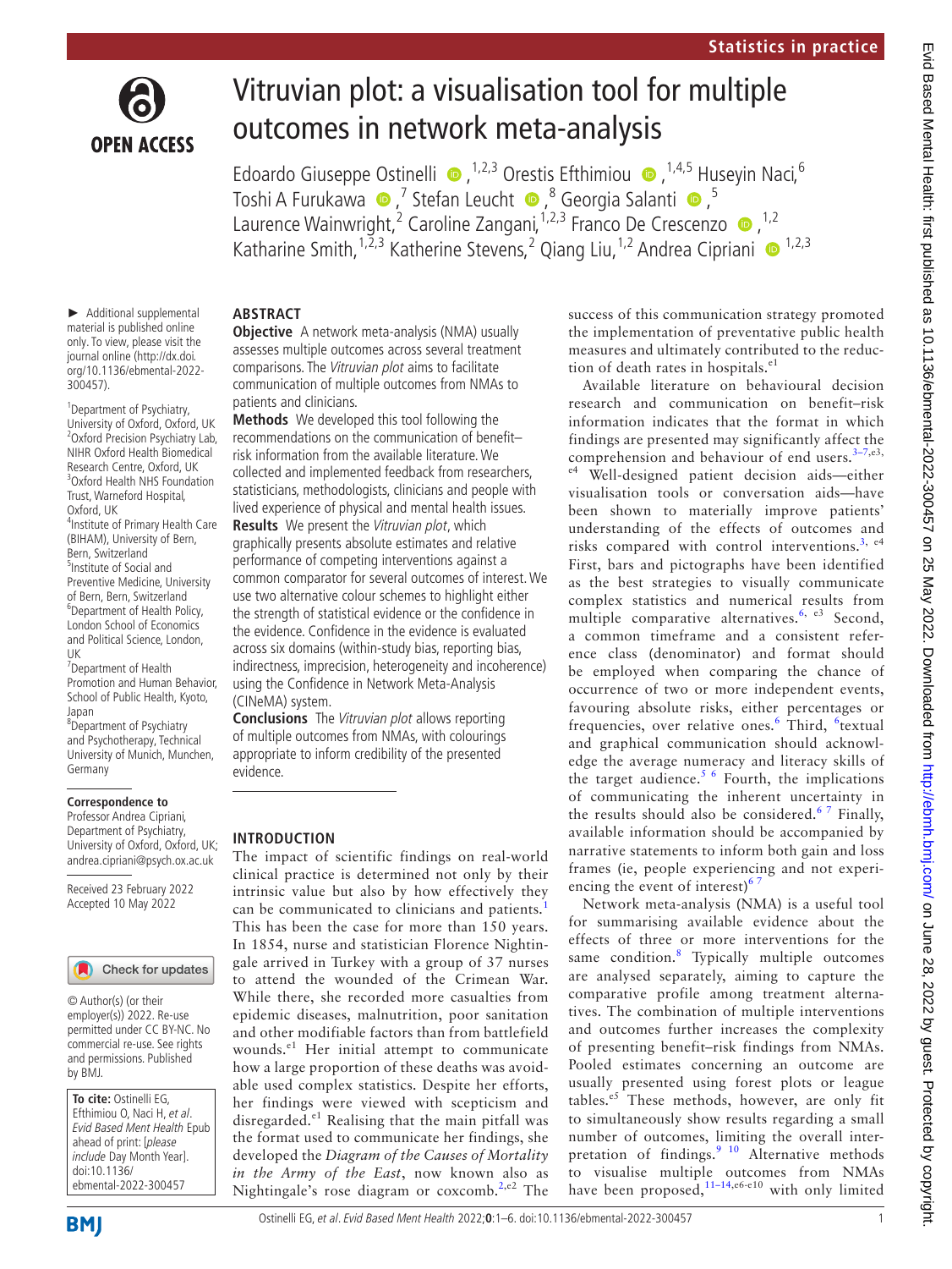Statistics in practice

# Vitruvian plot: a visualisation tool for multiple outcomes in network meta-analysis

Edoardo Giuseppe Ostinelli [1,2,3] Orestis Efthimiou [1,4,5] Huseyin Naci,[6] Toshi A Furukawa [7] Stefan Leucht [8] Georgia Salanti [5] Laurence Wainwright,[2] Caroline Zangani,[1,2,3] Franco De Crescenzo [1,2] Katharine Smith,[1,2,3] Katherine Stevens,[2] Qiang Liu,[1,2] Andrea Cipriani [1,2,3]

► Additional supplemental material is published online only. To view, please visit the journal online (http://dx.doi.org/10.1136/ebmental-2022-300457).

[1]Department of Psychiatry, University of Oxford, Oxford, UK
[2]Oxford Precision Psychiatry Lab, NIHR Oxford Health Biomedical Research Centre, Oxford, UK
[3]Oxford Health NHS Foundation Trust, Warneford Hospital, Oxford, UK
[4]Institute of Primary Health Care (BIHAM), University of Bern, Bern, Switzerland
[5]Institute of Social and Preventive Medicine, University of Bern, Bern, Switzerland
[6]Department of Health Policy, London School of Economics and Political Science, London, UK
[7]Department of Health Promotion and Human Behavior, School of Public Health, Kyoto, Japan
[8]Department of Psychiatry and Psychotherapy, Technical University of Munich, Munchen, Germany

**Correspondence to**
Professor Andrea Cipriani, Department of Psychiatry, University of Oxford, Oxford, UK; andrea.cipriani@psych.ox.ac.uk

Received 23 February 2022
Accepted 10 May 2022

© Author(s) (or their employer(s)) 2022. Re-use permitted under CC BY-NC. No commercial re-use. See rights and permissions. Published by BMJ.

**To cite:** Ostinelli EG, Efthimiou O, Naci H, *et al*. *Evid Based Ment Health* Epub ahead of print: [*please include* Day Month Year]. doi:10.1136/ebmental-2022-300457

## ABSTRACT

**Objective** A network meta-analysis (NMA) usually assesses multiple outcomes across several treatment comparisons. The *Vitruvian plot* aims to facilitate communication of multiple outcomes from NMAs to patients and clinicians.

**Methods** We developed this tool following the recommendations on the communication of benefit–risk information from the available literature. We collected and implemented feedback from researchers, statisticians, methodologists, clinicians and people with lived experience of physical and mental health issues.

**Results** We present the *Vitruvian plot*, which graphically presents absolute estimates and relative performance of competing interventions against a common comparator for several outcomes of interest. We use two alternative colour schemes to highlight either the strength of statistical evidence or the confidence in the evidence. Confidence in the evidence is evaluated across six domains (within-study bias, reporting bias, indirectness, imprecision, heterogeneity and incoherence) using the Confidence in Network Meta-Analysis (CINeMA) system.

**Conclusions** The *Vitruvian plot* allows reporting of multiple outcomes from NMAs, with colourings appropriate to inform credibility of the presented evidence.

## INTRODUCTION

The impact of scientific findings on real-world clinical practice is determined not only by their intrinsic value but also by how effectively they can be communicated to clinicians and patients.[1] This has been the case for more than 150 years. In 1854, nurse and statistician Florence Nightingale arrived in Turkey with a group of 37 nurses to attend the wounded of the Crimean War. While there, she recorded more casualties from epidemic diseases, malnutrition, poor sanitation and other modifiable factors than from battlefield wounds.[e1] Her initial attempt to communicate how a large proportion of these deaths was avoidable used complex statistics. Despite her efforts, her findings were viewed with scepticism and disregarded.[e1] Realising that the main pitfall was the format used to communicate her findings, she developed the *Diagram of the Causes of Mortality in the Army of the East*, now known also as Nightingale's rose diagram or coxcomb.[2,e2] The success of this communication strategy promoted the implementation of preventative public health measures and ultimately contributed to the reduction of death rates in hospitals.[e1]

Available literature on behavioural decision research and communication on benefit–risk information indicates that the format in which findings are presented may significantly affect the comprehension and behaviour of end users.[3–7,e3,e4] Well-designed patient decision aids—either visualisation tools or conversation aids—have been shown to materially improve patients' understanding of the effects of outcomes and risks compared with control interventions.[3, e4] First, bars and pictographs have been identified as the best strategies to visually communicate complex statistics and numerical results from multiple comparative alternatives.[6, e3] Second, a common timeframe and a consistent reference class (denominator) and format should be employed when comparing the chance of occurrence of two or more independent events, favouring absolute risks, either percentages or frequencies, over relative ones.[6] Third, [6]textual and graphical communication should acknowledge the average numeracy and literacy skills of the target audience.[5 6] Fourth, the implications of communicating the inherent uncertainty in the results should also be considered.[6 7] Finally, available information should be accompanied by narrative statements to inform both gain and loss frames (ie, people experiencing and not experiencing the event of interest)[6 7]

Network meta-analysis (NMA) is a useful tool for summarising available evidence about the effects of three or more interventions for the same condition.[8] Typically multiple outcomes are analysed separately, aiming to capture the comparative profile among treatment alternatives. The combination of multiple interventions and outcomes further increases the complexity of presenting benefit–risk findings from NMAs. Pooled estimates concerning an outcome are usually presented using forest plots or league tables.[e5] These methods, however, are only fit to simultaneously show results regarding a small number of outcomes, limiting the overall interpretation of findings.[9 10] Alternative methods to visualise multiple outcomes from NMAs have been proposed,[11–14,e6-e10] with only limited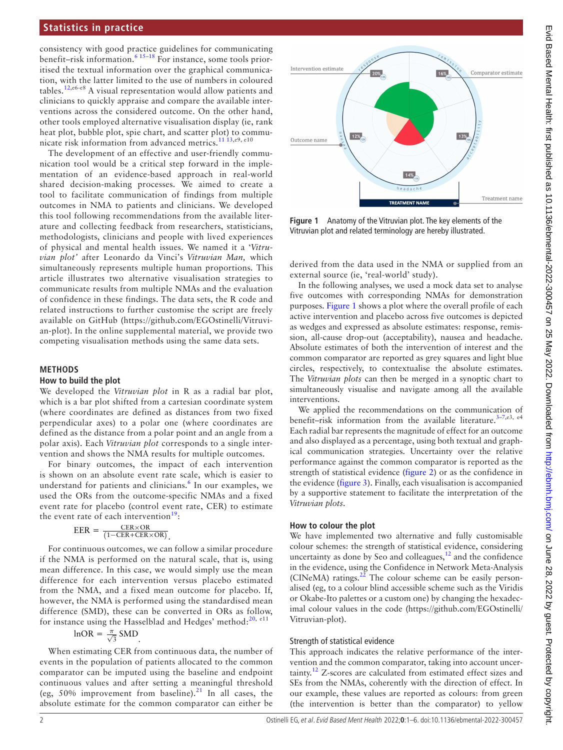consistency with good practice guidelines for communicating benefit–risk information.[6 15–18] For instance, some tools prioritised the textual information over the graphical communication, with the latter limited to the use of numbers in coloured tables.[12,e6-e8] A visual representation would allow patients and clinicians to quickly appraise and compare the available interventions across the considered outcome. On the other hand, other tools employed alternative visualisation display (ie, rank heat plot, bubble plot, spie chart, and scatter plot) to communicate risk information from advanced metrics.[11 13,e9, e10]

The development of an effective and user-friendly communication tool would be a critical step forward in the implementation of an evidence-based approach in real-world shared decision-making processes. We aimed to create a tool to facilitate communication of findings from multiple outcomes in NMA to patients and clinicians. We developed this tool following recommendations from the available literature and collecting feedback from researchers, statisticians, methodologists, clinicians and people with lived experiences of physical and mental health issues. We named it a '*Vitruvian plot'* after Leonardo da Vinci's *Vitruvian Man,* which simultaneously represents multiple human proportions. This article illustrates two alternative visualisation strategies to communicate results from multiple NMAs and the evaluation of confidence in these findings. The data sets, the R code and related instructions to further customise the script are freely available on GitHub (https://github.com/EGOstinelli/Vitruvian-plot). In the online supplemental material, we provide two competing visualisation methods using the same data sets.

## METHODS

### How to build the plot

We developed the *Vitruvian plot* in R as a radial bar plot, which is a bar plot shifted from a cartesian coordinate system (where coordinates are defined as distances from two fixed perpendicular axes) to a polar one (where coordinates are defined as the distance from a polar point and an angle from a polar axis). Each *Vitruvian plot* corresponds to a single intervention and shows the NMA results for multiple outcomes.

For binary outcomes, the impact of each intervention is shown on an absolute event rate scale, which is easier to understand for patients and clinicians.[6] In our examples, we used the ORs from the outcome-specific NMAs and a fixed event rate for placebo (control event rate, CER) to estimate the event rate of each intervention[19]:

$$\mathrm{EER} = \frac{\mathrm{CER} \times \mathrm{OR}}{(1 - \mathrm{CER} + \mathrm{CER} \times \mathrm{OR})}.$$

For continuous outcomes, we can follow a similar procedure if the NMA is performed on the natural scale, that is, using mean difference. In this case, we would simply use the mean difference for each intervention versus placebo estimated from the NMA, and a fixed mean outcome for placebo. If, however, the NMA is performed using the standardised mean difference (SMD), these can be converted in ORs as follow, for instance using the Hasselblad and Hedges' method:[20, e11]

$$\ln \mathrm{OR} = \frac{\pi}{\sqrt{3}} \mathrm{SMD}.$$

When estimating CER from continuous data, the number of events in the population of patients allocated to the common comparator can be imputed using the baseline and endpoint continuous values and after setting a meaningful threshold (eg, 50% improvement from baseline).[21] In all cases, the absolute estimate for the common comparator can either be derived from the data used in the NMA or supplied from an external source (ie, 'real-world' study).

Figure 1 Anatomy of the Vitruvian plot. The key elements of the Vitruvian plot and related terminology are hereby illustrated.

In the following analyses, we used a mock data set to analyse five outcomes with corresponding NMAs for demonstration purposes. Figure 1 shows a plot where the overall profile of each active intervention and placebo across five outcomes is depicted as wedges and expressed as absolute estimates: response, remission, all-cause drop-out (acceptability), nausea and headache. Absolute estimates of both the intervention of interest and the common comparator are reported as grey squares and light blue circles, respectively, to contextualise the absolute estimates. The *Vitruvian plots* can then be merged in a synoptic chart to simultaneously visualise and navigate among all the available interventions.

We applied the recommendations on the communication of benefit–risk information from the available literature.[3–7,e3, e4] Each radial bar represents the magnitude of effect for an outcome and also displayed as a percentage, using both textual and graphical communication strategies. Uncertainty over the relative performance against the common comparator is reported as the strength of statistical evidence (figure 2) or as the confidence in the evidence (figure 3). Finally, each visualisation is accompanied by a supportive statement to facilitate the interpretation of the *Vitruvian plots*.

### How to colour the plot

We have implemented two alternative and fully customisable colour schemes: the strength of statistical evidence, considering uncertainty as done by Seo and colleagues,[12] and the confidence in the evidence, using the Confidence in Network Meta-Analysis (CINeMA) ratings.[22] The colour scheme can be easily personalised (eg, to a colour blind accessible scheme such as the Viridis or Okabe-Ito palettes or a custom one) by changing the hexadecimal colour values in the code (https://github.com/EGOstinelli/Vitruvian-plot).

#### Strength of statistical evidence

This approach indicates the relative performance of the intervention and the common comparator, taking into account uncertainty.[12] Z-scores are calculated from estimated effect sizes and SEs from the NMAs, coherently with the direction of effect. In our example, these values are reported as colours: from green (the intervention is better than the comparator) to yellow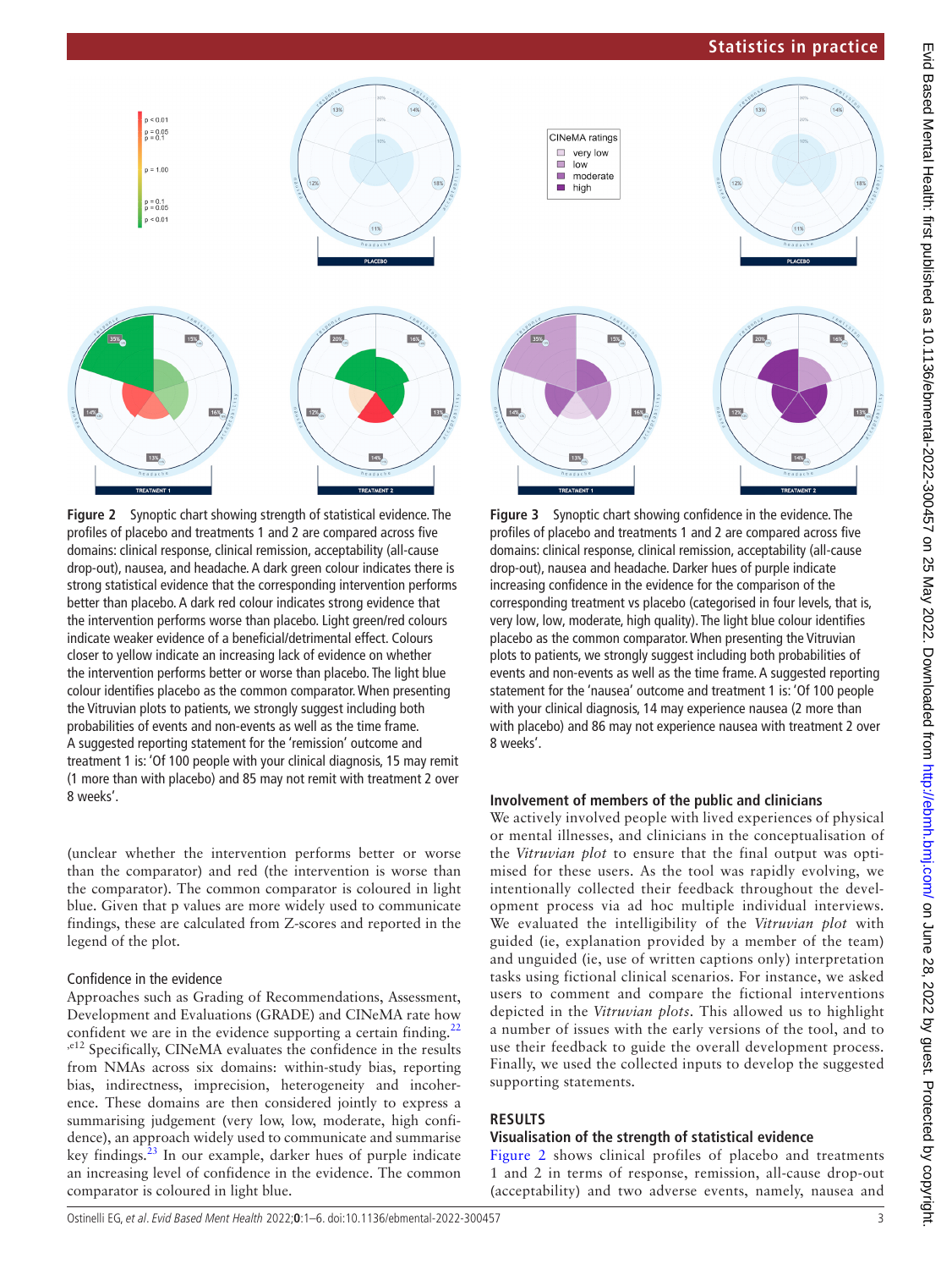Figure 2 Synoptic chart showing strength of statistical evidence. The profiles of placebo and treatments 1 and 2 are compared across five domains: clinical response, clinical remission, acceptability (all-cause drop-out), nausea, and headache. A dark green colour indicates there is strong statistical evidence that the corresponding intervention performs better than placebo. A dark red colour indicates strong evidence that the intervention performs worse than placebo. Light green/red colours indicate weaker evidence of a beneficial/detrimental effect. Colours closer to yellow indicate an increasing lack of evidence on whether the intervention performs better or worse than placebo. The light blue colour identifies placebo as the common comparator. When presenting the Vitruvian plots to patients, we strongly suggest including both probabilities of events and non-events as well as the time frame. A suggested reporting statement for the 'remission' outcome and treatment 1 is: 'Of 100 people with your clinical diagnosis, 15 may remit (1 more than with placebo) and 85 may not remit with treatment 2 over 8 weeks'.

Figure 3 Synoptic chart showing confidence in the evidence. The profiles of placebo and treatments 1 and 2 are compared across five domains: clinical response, clinical remission, acceptability (all-cause drop-out), nausea and headache. Darker hues of purple indicate increasing confidence in the evidence for the comparison of the corresponding treatment vs placebo (categorised in four levels, that is, very low, low, moderate, high quality). The light blue colour identifies placebo as the common comparator. When presenting the Vitruvian plots to patients, we strongly suggest including both probabilities of events and non-events as well as the time frame. A suggested reporting statement for the 'nausea' outcome and treatment 1 is: 'Of 100 people with your clinical diagnosis, 14 may experience nausea (2 more than with placebo) and 86 may not experience nausea with treatment 2 over 8 weeks'.

(unclear whether the intervention performs better or worse than the comparator) and red (the intervention is worse than the comparator). The common comparator is coloured in light blue. Given that p values are more widely used to communicate findings, these are calculated from Z-scores and reported in the legend of the plot.

### Confidence in the evidence

Approaches such as Grading of Recommendations, Assessment, Development and Evaluations (GRADE) and CINeMA rate how confident we are in the evidence supporting a certain finding.[22,e12] Specifically, CINeMA evaluates the confidence in the results from NMAs across six domains: within-study bias, reporting bias, indirectness, imprecision, heterogeneity and incoherence. These domains are then considered jointly to express a summarising judgement (very low, low, moderate, high confidence), an approach widely used to communicate and summarise key findings.[23] In our example, darker hues of purple indicate an increasing level of confidence in the evidence. The common comparator is coloured in light blue.

### Involvement of members of the public and clinicians

We actively involved people with lived experiences of physical or mental illnesses, and clinicians in the conceptualisation of the *Vitruvian plot* to ensure that the final output was optimised for these users. As the tool was rapidly evolving, we intentionally collected their feedback throughout the development process via ad hoc multiple individual interviews. We evaluated the intelligibility of the *Vitruvian plot* with guided (ie, explanation provided by a member of the team) and unguided (ie, use of written captions only) interpretation tasks using fictional clinical scenarios. For instance, we asked users to comment and compare the fictional interventions depicted in the *Vitruvian plots*. This allowed us to highlight a number of issues with the early versions of the tool, and to use their feedback to guide the overall development process. Finally, we used the collected inputs to develop the suggested supporting statements.

## RESULTS

### Visualisation of the strength of statistical evidence

Figure 2 shows clinical profiles of placebo and treatments 1 and 2 in terms of response, remission, all-cause drop-out (acceptability) and two adverse events, namely, nausea and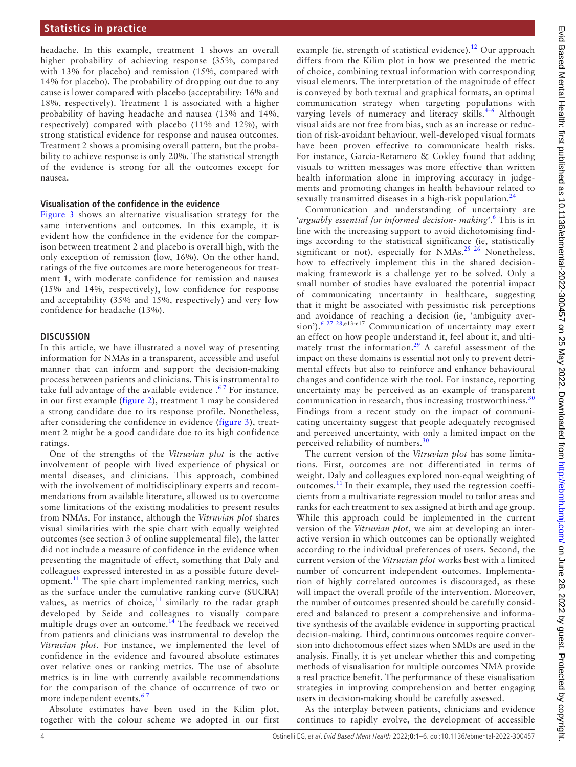headache. In this example, treatment 1 shows an overall higher probability of achieving response (35%, compared with 13% for placebo) and remission (15%, compared with 14% for placebo). The probability of dropping out due to any cause is lower compared with placebo (acceptability: 16% and 18%, respectively). Treatment 1 is associated with a higher probability of having headache and nausea (13% and 14%, respectively) compared with placebo (11% and 12%), with strong statistical evidence for response and nausea outcomes. Treatment 2 shows a promising overall pattern, but the probability to achieve response is only 20%. The statistical strength of the evidence is strong for all the outcomes except for nausea.

### Visualisation of the confidence in the evidence

Figure 3 shows an alternative visualisation strategy for the same interventions and outcomes. In this example, it is evident how the confidence in the evidence for the comparison between treatment 2 and placebo is overall high, with the only exception of remission (low, 16%). On the other hand, ratings of the five outcomes are more heterogeneous for treatment 1, with moderate confidence for remission and nausea (15% and 14%, respectively), low confidence for response and acceptability (35% and 15%, respectively) and very low confidence for headache (13%).

## DISCUSSION

In this article, we have illustrated a novel way of presenting information for NMAs in a transparent, accessible and useful manner that can inform and support the decision-making process between patients and clinicians. This is instrumental to take full advantage of the available evidence .[6 7] For instance, in our first example (figure 2), treatment 1 may be considered a strong candidate due to its response profile. Nonetheless, after considering the confidence in evidence (figure 3), treatment 2 might be a good candidate due to its high confidence ratings.

One of the strengths of the *Vitruvian plot* is the active involvement of people with lived experience of physical or mental diseases, and clinicians. This approach, combined with the involvement of multidisciplinary experts and recommendations from available literature, allowed us to overcome some limitations of the existing modalities to present results from NMAs. For instance, although the *Vitruvian plot* shares visual similarities with the spie chart with equally weighted outcomes (see section 3 of online supplemental file), the latter did not include a measure of confidence in the evidence when presenting the magnitude of effect, something that Daly and colleagues expressed interested in as a possible future development.[11] The spie chart implemented ranking metrics, such as the surface under the cumulative ranking curve (SUCRA) values, as metrics of choice,[11] similarly to the radar graph developed by Seide and colleagues to visually compare multiple drugs over an outcome.[14] The feedback we received from patients and clinicians was instrumental to develop the *Vitruvian plot*. For instance, we implemented the level of confidence in the evidence and favoured absolute estimates over relative ones or ranking metrics. The use of absolute metrics is in line with currently available recommendations for the comparison of the chance of occurrence of two or more independent events.[6 7]

Absolute estimates have been used in the Kilim plot, together with the colour scheme we adopted in our first example (ie, strength of statistical evidence).[12] Our approach differs from the Kilim plot in how we presented the metric of choice, combining textual information with corresponding visual elements. The interpretation of the magnitude of effect is conveyed by both textual and graphical formats, an optimal communication strategy when targeting populations with varying levels of numeracy and literacy skills.[4–6] Although visual aids are not free from bias, such as an increase or reduction of risk-avoidant behaviour, well-developed visual formats have been proven effective to communicate health risks. For instance, Garcia-Retamero & Cokley found that adding visuals to written messages was more effective than written health information alone in improving accuracy in judgements and promoting changes in health behaviour related to sexually transmitted diseases in a high-risk population.[24]

Communication and understanding of uncertainty are '*arguably essential for informed decision- making*'.[6] This is in line with the increasing support to avoid dichotomising findings according to the statistical significance (ie, statistically significant or not), especially for NMAs.[25 26] Nonetheless, how to effectively implement this in the shared decision-making framework is a challenge yet to be solved. Only a small number of studies have evaluated the potential impact of communicating uncertainty in healthcare, suggesting that it might be associated with pessimistic risk perceptions and avoidance of reaching a decision (ie, 'ambiguity aversion').[6 27 28,e13-e17] Communication of uncertainty may exert an effect on how people understand it, feel about it, and ultimately trust the information.[29] A careful assessment of the impact on these domains is essential not only to prevent detrimental effects but also to reinforce and enhance behavioural changes and confidence with the tool. For instance, reporting uncertainty may be perceived as an example of transparent communication in research, thus increasing trustworthiness.[30] Findings from a recent study on the impact of communicating uncertainty suggest that people adequately recognised and perceived uncertainty, with only a limited impact on the perceived reliability of numbers.[30]

The current version of the *Vitruvian plot* has some limitations. First, outcomes are not differentiated in terms of weight. Daly and colleagues explored non-equal weighting of outcomes.[11] In their example, they used the regression coefficients from a multivariate regression model to tailor areas and ranks for each treatment to sex assigned at birth and age group. While this approach could be implemented in the current version of the *Vitruvian plot*, we aim at developing an interactive version in which outcomes can be optionally weighted according to the individual preferences of users. Second, the current version of the *Vitruvian plot* works best with a limited number of concurrent independent outcomes. Implementation of highly correlated outcomes is discouraged, as these will impact the overall profile of the intervention. Moreover, the number of outcomes presented should be carefully considered and balanced to present a comprehensive and informative synthesis of the available evidence in supporting practical decision-making. Third, continuous outcomes require conversion into dichotomous effect sizes when SMDs are used in the analysis. Finally, it is yet unclear whether this and competing methods of visualisation for multiple outcomes NMA provide a real practice benefit. The performance of these visualisation strategies in improving comprehension and better engaging users in decision-making should be carefully assessed.

As the interplay between patients, clinicians and evidence continues to rapidly evolve, the development of accessible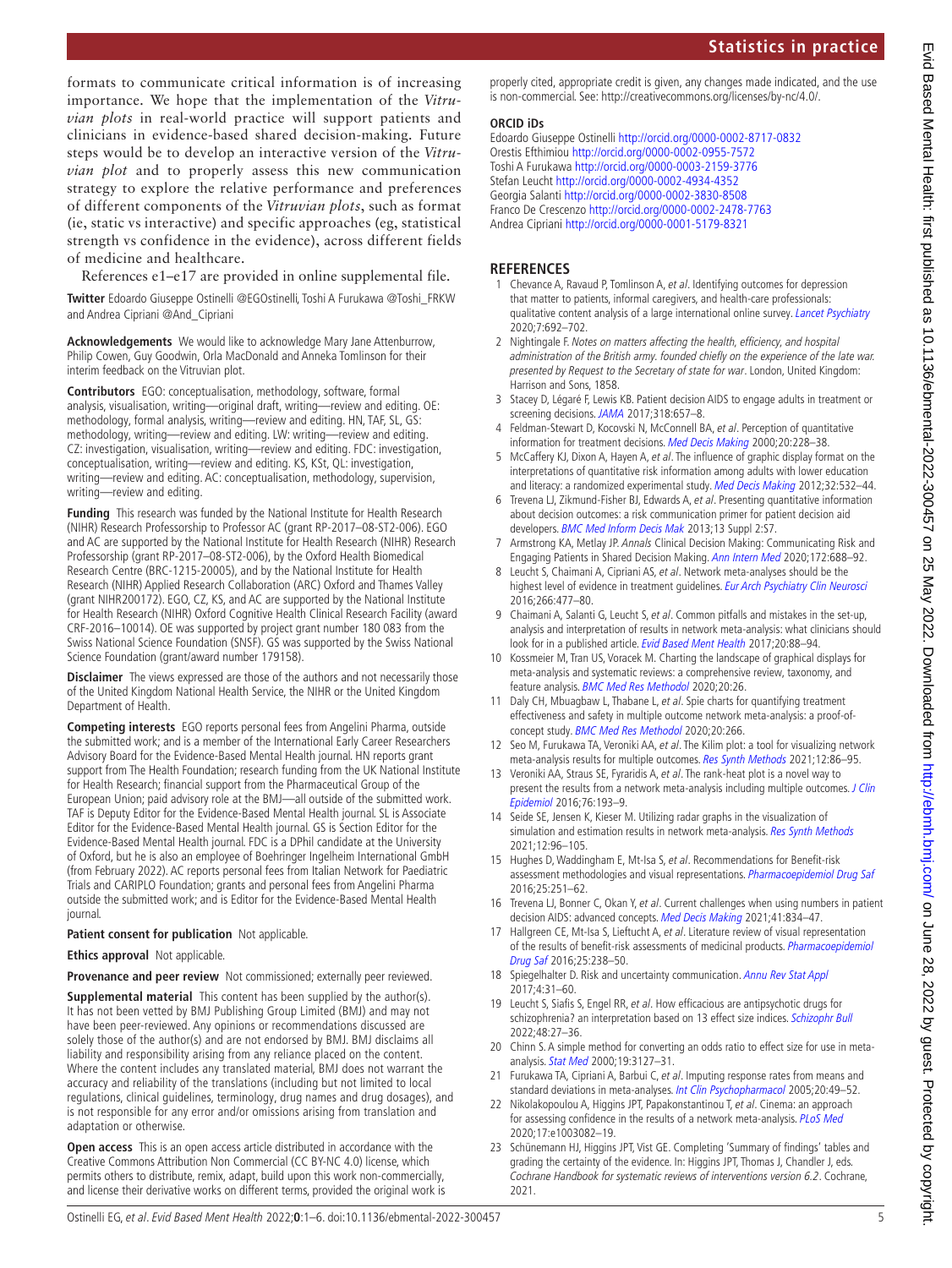formats to communicate critical information is of increasing importance. We hope that the implementation of the *Vitruvian plots* in real-world practice will support patients and clinicians in evidence-based shared decision-making. Future steps would be to develop an interactive version of the *Vitruvian plot* and to properly assess this new communication strategy to explore the relative performance and preferences of different components of the *Vitruvian plots*, such as format (ie, static vs interactive) and specific approaches (eg, statistical strength vs confidence in the evidence), across different fields of medicine and healthcare.

References e1–e17 are provided in online supplemental file.

**Twitter** Edoardo Giuseppe Ostinelli @EGOstinelli, Toshi A Furukawa @Toshi_FRKW and Andrea Cipriani @And_Cipriani

**Acknowledgements** We would like to acknowledge Mary Jane Attenburrow, Philip Cowen, Guy Goodwin, Orla MacDonald and Anneka Tomlinson for their interim feedback on the Vitruvian plot.

**Contributors** EGO: conceptualisation, methodology, software, formal analysis, visualisation, writing—original draft, writing—review and editing. OE: methodology, formal analysis, writing—review and editing. HN, TAF, SL, GS: methodology, writing—review and editing. LW: writing—review and editing. CZ: investigation, visualisation, writing—review and editing. FDC: investigation, conceptualisation, writing—review and editing. KS, KSt, QL: investigation, writing—review and editing. AC: conceptualisation, methodology, supervision, writing—review and editing.

**Funding** This research was funded by the National Institute for Health Research (NIHR) Research Professorship to Professor AC (grant RP-2017–08-ST2-006). EGO and AC are supported by the National Institute for Health Research (NIHR) Research Professorship (grant RP-2017–08-ST2-006), by the Oxford Health Biomedical Research Centre (BRC-1215-20005), and by the National Institute for Health Research (NIHR) Applied Research Collaboration (ARC) Oxford and Thames Valley (grant NIHR200172). EGO, CZ, KS, and AC are supported by the National Institute for Health Research (NIHR) Oxford Cognitive Health Clinical Research Facility (award CRF-2016–10014). OE was supported by project grant number 180 083 from the Swiss National Science Foundation (SNSF). GS was supported by the Swiss National Science Foundation (grant/award number 179158).

**Disclaimer** The views expressed are those of the authors and not necessarily those of the United Kingdom National Health Service, the NIHR or the United Kingdom Department of Health.

**Competing interests** EGO reports personal fees from Angelini Pharma, outside the submitted work; and is a member of the International Early Career Researchers Advisory Board for the Evidence-Based Mental Health journal. HN reports grant support from The Health Foundation; research funding from the UK National Institute for Health Research; financial support from the Pharmaceutical Group of the European Union; paid advisory role at the BMJ—all outside of the submitted work. TAF is Deputy Editor for the Evidence-Based Mental Health journal. SL is Associate Editor for the Evidence-Based Mental Health journal. GS is Section Editor for the Evidence-Based Mental Health journal. FDC is a DPhil candidate at the University of Oxford, but he is also an employee of Boehringer Ingelheim International GmbH (from February 2022). AC reports personal fees from Italian Network for Paediatric Trials and CARIPLO Foundation; grants and personal fees from Angelini Pharma outside the submitted work; and is Editor for the Evidence-Based Mental Health journal.

**Patient consent for publication** Not applicable.

**Ethics approval** Not applicable.

**Provenance and peer review** Not commissioned; externally peer reviewed.

**Supplemental material** This content has been supplied by the author(s). It has not been vetted by BMJ Publishing Group Limited (BMJ) and may not have been peer-reviewed. Any opinions or recommendations discussed are solely those of the author(s) and are not endorsed by BMJ. BMJ disclaims all liability and responsibility arising from any reliance placed on the content. Where the content includes any translated material, BMJ does not warrant the accuracy and reliability of the translations (including but not limited to local regulations, clinical guidelines, terminology, drug names and drug dosages), and is not responsible for any error and/or omissions arising from translation and adaptation or otherwise.

**Open access** This is an open access article distributed in accordance with the Creative Commons Attribution Non Commercial (CC BY-NC 4.0) license, which permits others to distribute, remix, adapt, build upon this work non-commercially, and license their derivative works on different terms, provided the original work is properly cited, appropriate credit is given, any changes made indicated, and the use is non-commercial. See: http://creativecommons.org/licenses/by-nc/4.0/.

**ORCID iDs**

Edoardo Giuseppe Ostinelli http://orcid.org/0000-0002-8717-0832
Orestis Efthimiou http://orcid.org/0000-0002-0955-7572
Toshi A Furukawa http://orcid.org/0000-0003-2159-3776
Stefan Leucht http://orcid.org/0000-0002-4934-4352
Georgia Salanti http://orcid.org/0000-0002-3830-8508
Franco De Crescenzo http://orcid.org/0000-0002-2478-7763
Andrea Cipriani http://orcid.org/0000-0001-5179-8321

## REFERENCES

1. Chevance A, Ravaud P, Tomlinson A, *et al*. Identifying outcomes for depression that matter to patients, informal caregivers, and health-care professionals: qualitative content analysis of a large international online survey. *Lancet Psychiatry* 2020;7:692–702.
2. Nightingale F. *Notes on matters affecting the health, efficiency, and hospital administration of the British army. founded chiefly on the experience of the late war. presented by Request to the Secretary of state for war*. London, United Kingdom: Harrison and Sons, 1858.
3. Stacey D, Légaré F, Lewis KB. Patient decision AIDS to engage adults in treatment or screening decisions. *JAMA* 2017;318:657–8.
4. Feldman-Stewart D, Kocovski N, McConnell BA, *et al*. Perception of quantitative information for treatment decisions. *Med Decis Making* 2000;20:228–38.
5. McCaffery KJ, Dixon A, Hayen A, *et al*. The influence of graphic display format on the interpretations of quantitative risk information among adults with lower education and literacy: a randomized experimental study. *Med Decis Making* 2012;32:532–44.
6. Trevena LJ, Zikmund-Fisher BJ, Edwards A, *et al*. Presenting quantitative information about decision outcomes: a risk communication primer for patient decision aid developers. *BMC Med Inform Decis Mak* 2013;13 Suppl 2:S7.
7. Armstrong KA, Metlay JP. *Annals* Clinical Decision Making: Communicating Risk and Engaging Patients in Shared Decision Making. *Ann Intern Med* 2020;172:688–92.
8. Leucht S, Chaimani A, Cipriani AS, *et al*. Network meta-analyses should be the highest level of evidence in treatment guidelines. *Eur Arch Psychiatry Clin Neurosci* 2016;266:477–80.
9. Chaimani A, Salanti G, Leucht S, *et al*. Common pitfalls and mistakes in the set-up, analysis and interpretation of results in network meta-analysis: what clinicians should look for in a published article. *Evid Based Ment Health* 2017;20:88–94.
10. Kossmeier M, Tran US, Voracek M. Charting the landscape of graphical displays for meta-analysis and systematic reviews: a comprehensive review, taxonomy, and feature analysis. *BMC Med Res Methodol* 2020;20:26.
11. Daly CH, Mbuagbaw L, Thabane L, *et al*. Spie charts for quantifying treatment effectiveness and safety in multiple outcome network meta-analysis: a proof-of-concept study. *BMC Med Res Methodol* 2020;20:266.
12. Seo M, Furukawa TA, Veroniki AA, *et al*. The Kilim plot: a tool for visualizing network meta-analysis results for multiple outcomes. *Res Synth Methods* 2021;12:86–95.
13. Veroniki AA, Straus SE, Fyraridis A, *et al*. The rank-heat plot is a novel way to present the results from a network meta-analysis including multiple outcomes. *J Clin Epidemiol* 2016;76:193–9.
14. Seide SE, Jensen K, Kieser M. Utilizing radar graphs in the visualization of simulation and estimation results in network meta-analysis. *Res Synth Methods* 2021;12:96–105.
15. Hughes D, Waddingham E, Mt-Isa S, *et al*. Recommendations for Benefit-risk assessment methodologies and visual representations. *Pharmacoepidemiol Drug Saf* 2016;25:251–62.
16. Trevena LJ, Bonner C, Okan Y, *et al*. Current challenges when using numbers in patient decision AIDS: advanced concepts. *Med Decis Making* 2021;41:834–47.
17. Hallgreen CE, Mt-Isa S, Lieftucht A, *et al*. Literature review of visual representation of the results of benefit-risk assessments of medicinal products. *Pharmacoepidemiol Drug Saf* 2016;25:238–50.
18. Spiegelhalter D. Risk and uncertainty communication. *Annu Rev Stat Appl* 2017;4:31–60.
19. Leucht S, Siafis S, Engel RR, *et al*. How efficacious are antipsychotic drugs for schizophrenia? an interpretation based on 13 effect size indices. *Schizophr Bull* 2022;48:27–36.
20. Chinn S. A simple method for converting an odds ratio to effect size for use in meta-analysis. *Stat Med* 2000;19:3127–31.
21. Furukawa TA, Cipriani A, Barbui C, *et al*. Imputing response rates from means and standard deviations in meta-analyses. *Int Clin Psychopharmacol* 2005;20:49–52.
22. Nikolakopoulou A, Higgins JPT, Papakonstantinou T, *et al*. Cinema: an approach for assessing confidence in the results of a network meta-analysis. *PLoS Med* 2020;17:e1003082–19.
23. Schünemann HJ, Higgins JPT, Vist GE. Completing 'Summary of findings' tables and grading the certainty of the evidence. In: Higgins JPT, Thomas J, Chandler J, eds. *Cochrane Handbook for systematic reviews of interventions version 6.2*. Cochrane, 2021.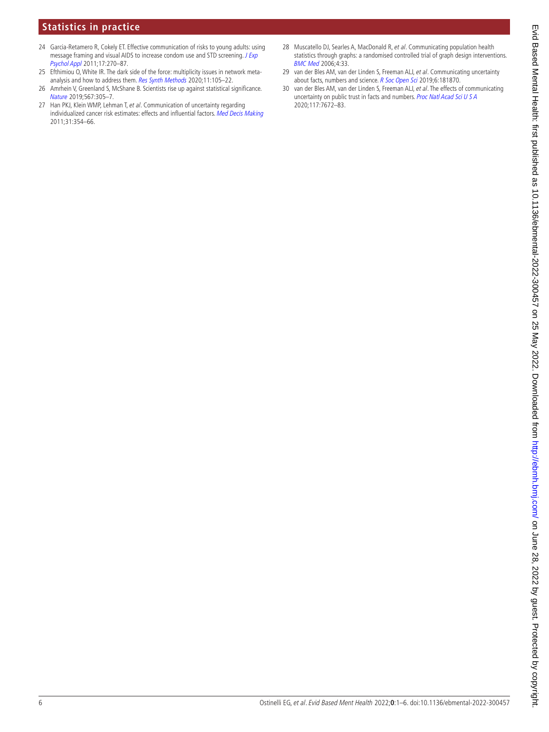24 Garcia-Retamero R, Cokely ET. Effective communication of risks to young adults: using message framing and visual AIDS to increase condom use and STD screening. *J Exp Psychol Appl* 2011;17:270–87.

25 Efthimiou O, White IR. The dark side of the force: multiplicity issues in network meta-analysis and how to address them. *Res Synth Methods* 2020;11:105–22.

26 Amrhein V, Greenland S, McShane B. Scientists rise up against statistical significance. *Nature* 2019;567:305–7.

27 Han PKJ, Klein WMP, Lehman T, *et al*. Communication of uncertainty regarding individualized cancer risk estimates: effects and influential factors. *Med Decis Making* 2011;31:354–66.

28 Muscatello DJ, Searles A, MacDonald R, *et al*. Communicating population health statistics through graphs: a randomised controlled trial of graph design interventions. *BMC Med* 2006;4:33.

29 van der Bles AM, van der Linden S, Freeman ALJ, *et al*. Communicating uncertainty about facts, numbers and science. *R Soc Open Sci* 2019;6:181870.

30 van der Bles AM, van der Linden S, Freeman ALJ, *et al*. The effects of communicating uncertainty on public trust in facts and numbers. *Proc Natl Acad Sci U S A* 2020;117:7672–83.